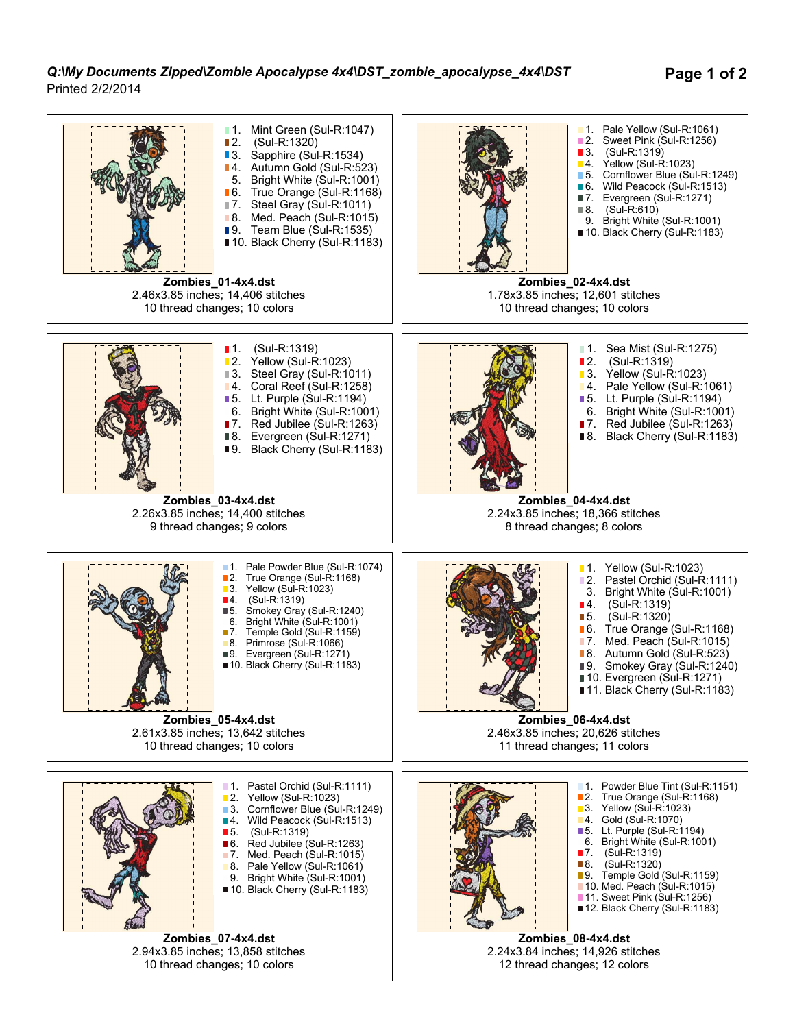*Q:\My Documents Zipped\Zombie Apocalypse 4x4\DST_zombie_apocalypse_4x4\DST*

Printed 2/2/2014

1. Mint Green (Sul-R:1047)
2. (Sul-R:1320)
3. Sapphire (Sul-R:1534)
4. Autumn Gold (Sul-R:523)
5. Bright White (Sul-R:1001)
6. True Orange (Sul-R:1168)
7. Steel Gray (Sul-R:1011)
8. Med. Peach (Sul-R:1015)
9. Team Blue (Sul-R:1535)
10. Black Cherry (Sul-R:1183)

**Zombies_01-4x4.dst**
2.46x3.85 inches; 14,406 stitches
10 thread changes; 10 colors

1. Pale Yellow (Sul-R:1061)
2. Sweet Pink (Sul-R:1256)
3. (Sul-R:1319)
4. Yellow (Sul-R:1023)
5. Cornflower Blue (Sul-R:1249)
6. Wild Peacock (Sul-R:1513)
7. Evergreen (Sul-R:1271)
8. (Sul-R:610)
9. Bright White (Sul-R:1001)
10. Black Cherry (Sul-R:1183)

**Zombies_02-4x4.dst**
1.78x3.85 inches; 12,601 stitches
10 thread changes; 10 colors

1. (Sul-R:1319)
2. Yellow (Sul-R:1023)
3. Steel Gray (Sul-R:1011)
4. Coral Reef (Sul-R:1258)
5. Lt. Purple (Sul-R:1194)
6. Bright White (Sul-R:1001)
7. Red Jubilee (Sul-R:1263)
8. Evergreen (Sul-R:1271)
9. Black Cherry (Sul-R:1183)

**Zombies_03-4x4.dst**
2.26x3.85 inches; 14,400 stitches
9 thread changes; 9 colors

1. Sea Mist (Sul-R:1275)
2. (Sul-R:1319)
3. Yellow (Sul-R:1023)
4. Pale Yellow (Sul-R:1061)
5. Lt. Purple (Sul-R:1194)
6. Bright White (Sul-R:1001)
7. Red Jubilee (Sul-R:1263)
8. Black Cherry (Sul-R:1183)

**Zombies_04-4x4.dst**
2.24x3.85 inches; 18,366 stitches
8 thread changes; 8 colors

1. Pale Powder Blue (Sul-R:1074)
2. True Orange (Sul-R:1168)
3. Yellow (Sul-R:1023)
4. (Sul-R:1319)
5. Smokey Gray (Sul-R:1240)
6. Bright White (Sul-R:1001)
7. Temple Gold (Sul-R:1159)
8. Primrose (Sul-R:1066)
9. Evergreen (Sul-R:1271)
10. Black Cherry (Sul-R:1183)

**Zombies_05-4x4.dst**
2.61x3.85 inches; 13,642 stitches
10 thread changes; 10 colors

1. Yellow (Sul-R:1023)
2. Pastel Orchid (Sul-R:1111)
3. Bright White (Sul-R:1001)
4. (Sul-R:1319)
5. (Sul-R:1320)
6. True Orange (Sul-R:1168)
7. Med. Peach (Sul-R:1015)
8. Autumn Gold (Sul-R:523)
9. Smokey Gray (Sul-R:1240)
10. Evergreen (Sul-R:1271)
11. Black Cherry (Sul-R:1183)

**Zombies_06-4x4.dst**
2.46x3.85 inches; 20,626 stitches
11 thread changes; 11 colors

1. Pastel Orchid (Sul-R:1111)
2. Yellow (Sul-R:1023)
3. Cornflower Blue (Sul-R:1249)
4. Wild Peacock (Sul-R:1513)
5. (Sul-R:1319)
6. Red Jubilee (Sul-R:1263)
7. Med. Peach (Sul-R:1015)
8. Pale Yellow (Sul-R:1061)
9. Bright White (Sul-R:1001)
10. Black Cherry (Sul-R:1183)

**Zombies_07-4x4.dst**
2.94x3.85 inches; 13,858 stitches
10 thread changes; 10 colors

1. Powder Blue Tint (Sul-R:1151)
2. True Orange (Sul-R:1168)
3. Yellow (Sul-R:1023)
4. Gold (Sul-R:1070)
5. Lt. Purple (Sul-R:1194)
6. Bright White (Sul-R:1001)
7. (Sul-R:1319)
8. (Sul-R:1320)
9. Temple Gold (Sul-R:1159)
10. Med. Peach (Sul-R:1015)
11. Sweet Pink (Sul-R:1256)
12. Black Cherry (Sul-R:1183)

**Zombies_08-4x4.dst**
2.24x3.84 inches; 14,926 stitches
12 thread changes; 12 colors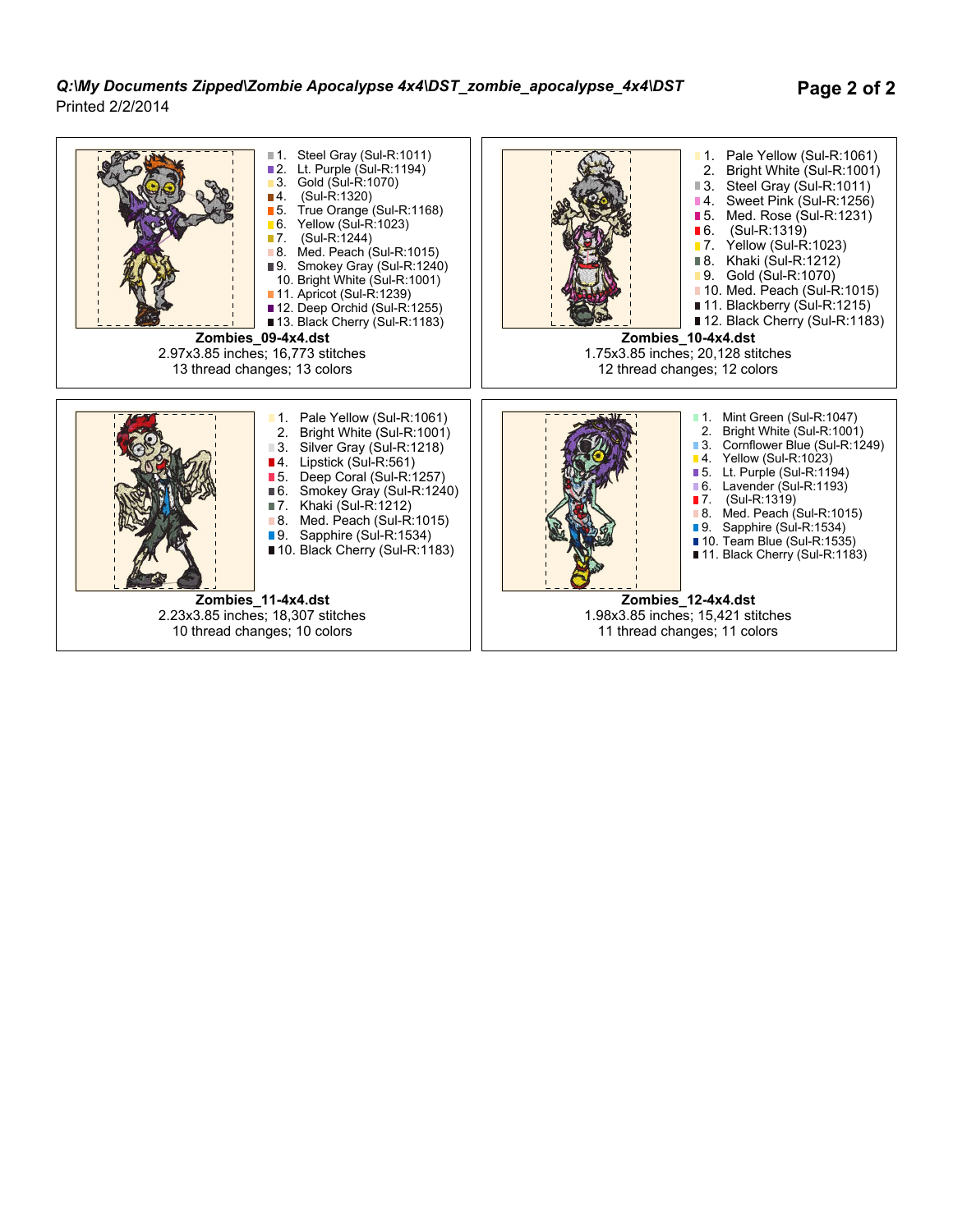*Q:\My Documents Zipped\Zombie Apocalypse 4x4\DST_zombie_apocalypse_4x4\DST*
Printed 2/2/2014

1. Steel Gray (Sul-R:1011)
2. Lt. Purple (Sul-R:1194)
3. Gold (Sul-R:1070)
4. (Sul-R:1320)
5. True Orange (Sul-R:1168)
6. Yellow (Sul-R:1023)
7. (Sul-R:1244)
8. Med. Peach (Sul-R:1015)
9. Smokey Gray (Sul-R:1240)
10. Bright White (Sul-R:1001)
11. Apricot (Sul-R:1239)
12. Deep Orchid (Sul-R:1255)
13. Black Cherry (Sul-R:1183)

**Zombies_09-4x4.dst**
2.97x3.85 inches; 16,773 stitches
13 thread changes; 13 colors

1. Pale Yellow (Sul-R:1061)
2. Bright White (Sul-R:1001)
3. Steel Gray (Sul-R:1011)
4. Sweet Pink (Sul-R:1256)
5. Med. Rose (Sul-R:1231)
6. (Sul-R:1319)
7. Yellow (Sul-R:1023)
8. Khaki (Sul-R:1212)
9. Gold (Sul-R:1070)
10. Med. Peach (Sul-R:1015)
11. Blackberry (Sul-R:1215)
12. Black Cherry (Sul-R:1183)

**Zombies_10-4x4.dst**
1.75x3.85 inches; 20,128 stitches
12 thread changes; 12 colors

1. Pale Yellow (Sul-R:1061)
2. Bright White (Sul-R:1001)
3. Silver Gray (Sul-R:1218)
4. Lipstick (Sul-R:561)
5. Deep Coral (Sul-R:1257)
6. Smokey Gray (Sul-R:1240)
7. Khaki (Sul-R:1212)
8. Med. Peach (Sul-R:1015)
9. Sapphire (Sul-R:1534)
10. Black Cherry (Sul-R:1183)

**Zombies_11-4x4.dst**
2.23x3.85 inches; 18,307 stitches
10 thread changes; 10 colors

1. Mint Green (Sul-R:1047)
2. Bright White (Sul-R:1001)
3. Cornflower Blue (Sul-R:1249)
4. Yellow (Sul-R:1023)
5. Lt. Purple (Sul-R:1194)
6. Lavender (Sul-R:1193)
7. (Sul-R:1319)
8. Med. Peach (Sul-R:1015)
9. Sapphire (Sul-R:1534)
10. Team Blue (Sul-R:1535)
11. Black Cherry (Sul-R:1183)

**Zombies_12-4x4.dst**
1.98x3.85 inches; 15,421 stitches
11 thread changes; 11 colors